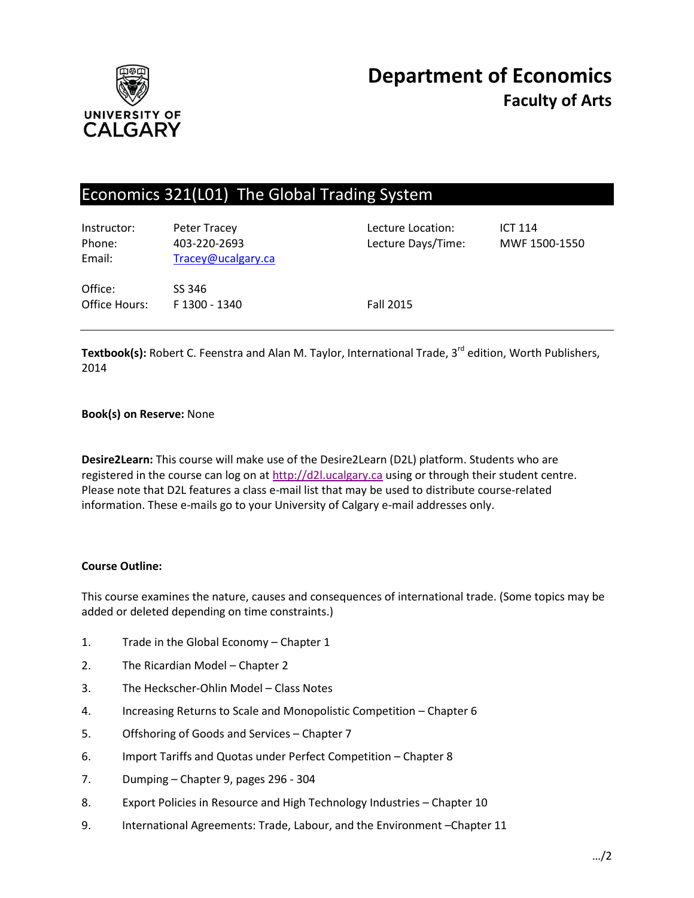# Department of Economics
## Faculty of Arts

UNIVERSITY OF CALGARY

## Economics 321(L01) The Global Trading System

| | | | |
|---|---|---|---|
| Instructor: | Peter Tracey | Lecture Location: | ICT 114 |
| Phone: | 403-220-2693 | Lecture Days/Time: | MWF 1500-1550 |
| Email: | Tracey@ucalgary.ca | | |
| Office: | SS 346 | | |
| Office Hours: | F 1300 - 1340 | Fall 2015 | |

**Textbook(s):** Robert C. Feenstra and Alan M. Taylor, International Trade, 3rd edition, Worth Publishers, 2014

**Book(s) on Reserve:** None

**Desire2Learn:** This course will make use of the Desire2Learn (D2L) platform. Students who are registered in the course can log on at http://d2l.ucalgary.ca using or through their student centre. Please note that D2L features a class e-mail list that may be used to distribute course-related information. These e-mails go to your University of Calgary e-mail addresses only.

**Course Outline:**

This course examines the nature, causes and consequences of international trade. (Some topics may be added or deleted depending on time constraints.)

1. Trade in the Global Economy – Chapter 1
2. The Ricardian Model – Chapter 2
3. The Heckscher-Ohlin Model – Class Notes
4. Increasing Returns to Scale and Monopolistic Competition – Chapter 6
5. Offshoring of Goods and Services – Chapter 7
6. Import Tariffs and Quotas under Perfect Competition – Chapter 8
7. Dumping – Chapter 9, pages 296 - 304
8. Export Policies in Resource and High Technology Industries – Chapter 10
9. International Agreements: Trade, Labour, and the Environment –Chapter 11

…/2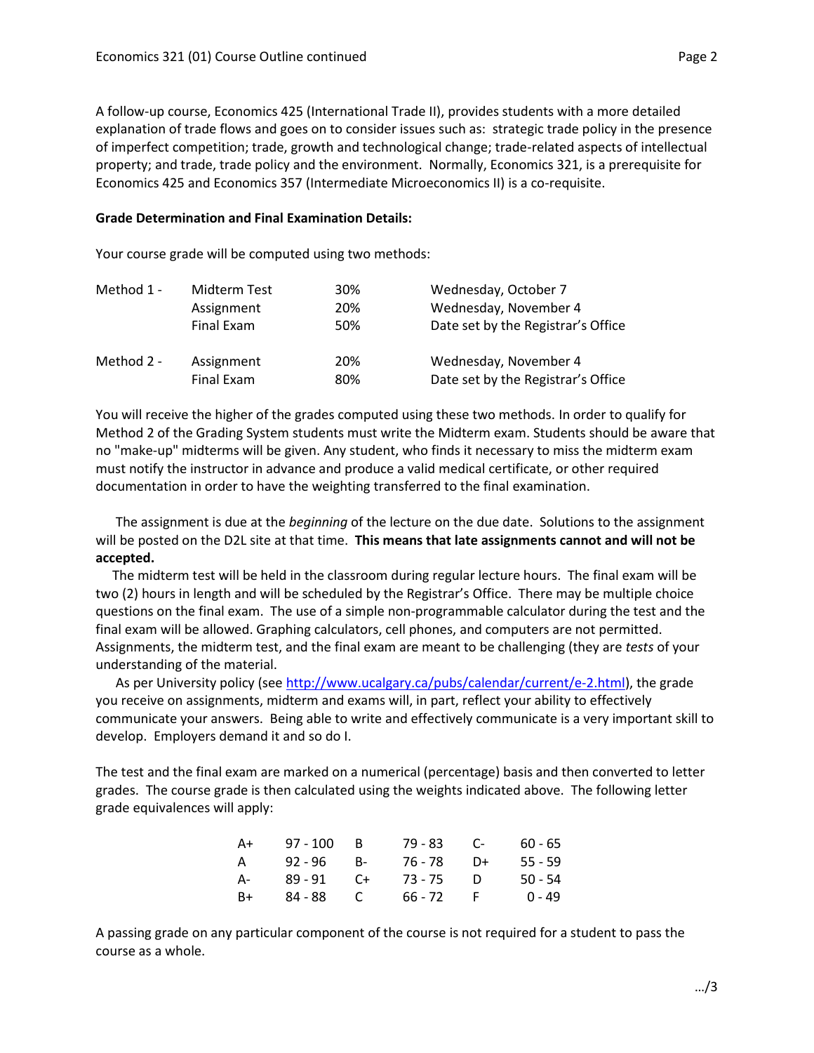A follow-up course, Economics 425 (International Trade II), provides students with a more detailed explanation of trade flows and goes on to consider issues such as: strategic trade policy in the presence of imperfect competition; trade, growth and technological change; trade-related aspects of intellectual property; and trade, trade policy and the environment. Normally, Economics 321, is a prerequisite for Economics 425 and Economics 357 (Intermediate Microeconomics II) is a co-requisite.

**Grade Determination and Final Examination Details:**

Your course grade will be computed using two methods:

| | | | |
|---|---|---|---|
| Method 1 - | Midterm Test | 30% | Wednesday, October 7 |
| | Assignment | 20% | Wednesday, November 4 |
| | Final Exam | 50% | Date set by the Registrar's Office |
| Method 2 - | Assignment | 20% | Wednesday, November 4 |
| | Final Exam | 80% | Date set by the Registrar's Office |

You will receive the higher of the grades computed using these two methods. In order to qualify for Method 2 of the Grading System students must write the Midterm exam. Students should be aware that no "make-up" midterms will be given. Any student, who finds it necessary to miss the midterm exam must notify the instructor in advance and produce a valid medical certificate, or other required documentation in order to have the weighting transferred to the final examination.

The assignment is due at the *beginning* of the lecture on the due date. Solutions to the assignment will be posted on the D2L site at that time. **This means that late assignments cannot and will not be accepted.**

The midterm test will be held in the classroom during regular lecture hours. The final exam will be two (2) hours in length and will be scheduled by the Registrar's Office. There may be multiple choice questions on the final exam. The use of a simple non-programmable calculator during the test and the final exam will be allowed. Graphing calculators, cell phones, and computers are not permitted. Assignments, the midterm test, and the final exam are meant to be challenging (they are *tests* of your understanding of the material.

As per University policy (see http://www.ucalgary.ca/pubs/calendar/current/e-2.html), the grade you receive on assignments, midterm and exams will, in part, reflect your ability to effectively communicate your answers. Being able to write and effectively communicate is a very important skill to develop. Employers demand it and so do I.

The test and the final exam are marked on a numerical (percentage) basis and then converted to letter grades. The course grade is then calculated using the weights indicated above. The following letter grade equivalences will apply:

| | | | | | |
|---|---|---|---|---|---|
| A+ | 97 - 100 | B | 79 - 83 | C- | 60 - 65 |
| A | 92 - 96 | B- | 76 - 78 | D+ | 55 - 59 |
| A- | 89 - 91 | C+ | 73 - 75 | D | 50 - 54 |
| B+ | 84 - 88 | C | 66 - 72 | F | 0 - 49 |

A passing grade on any particular component of the course is not required for a student to pass the course as a whole.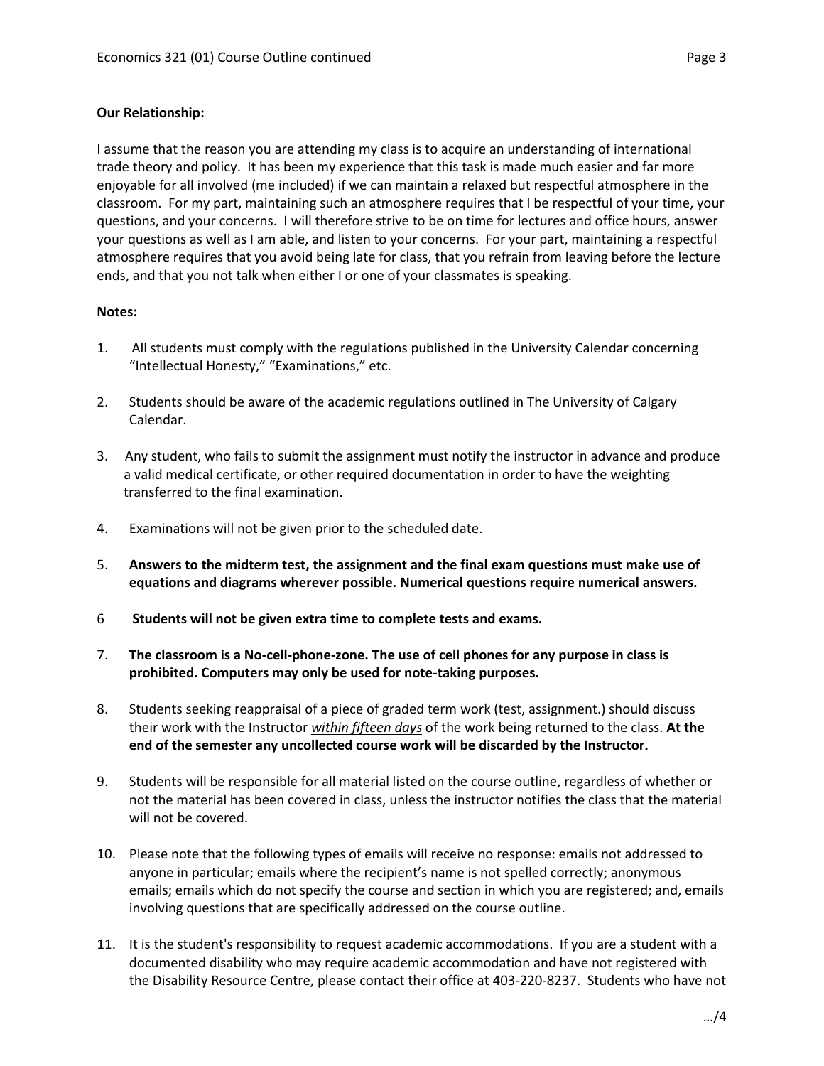**Our Relationship:**

I assume that the reason you are attending my class is to acquire an understanding of international trade theory and policy. It has been my experience that this task is made much easier and far more enjoyable for all involved (me included) if we can maintain a relaxed but respectful atmosphere in the classroom. For my part, maintaining such an atmosphere requires that I be respectful of your time, your questions, and your concerns. I will therefore strive to be on time for lectures and office hours, answer your questions as well as I am able, and listen to your concerns. For your part, maintaining a respectful atmosphere requires that you avoid being late for class, that you refrain from leaving before the lecture ends, and that you not talk when either I or one of your classmates is speaking.

**Notes:**

1. All students must comply with the regulations published in the University Calendar concerning "Intellectual Honesty," "Examinations," etc.

2. Students should be aware of the academic regulations outlined in The University of Calgary Calendar.

3. Any student, who fails to submit the assignment must notify the instructor in advance and produce a valid medical certificate, or other required documentation in order to have the weighting transferred to the final examination.

4. Examinations will not be given prior to the scheduled date.

5. **Answers to the midterm test, the assignment and the final exam questions must make use of equations and diagrams wherever possible. Numerical questions require numerical answers.**

6 **Students will not be given extra time to complete tests and exams.**

7. **The classroom is a No-cell-phone-zone. The use of cell phones for any purpose in class is prohibited. Computers may only be used for note-taking purposes.**

8. Students seeking reappraisal of a piece of graded term work (test, assignment.) should discuss their work with the Instructor ***within fifteen days*** of the work being returned to the class. **At the end of the semester any uncollected course work will be discarded by the Instructor.**

9. Students will be responsible for all material listed on the course outline, regardless of whether or not the material has been covered in class, unless the instructor notifies the class that the material will not be covered.

10. Please note that the following types of emails will receive no response: emails not addressed to anyone in particular; emails where the recipient's name is not spelled correctly; anonymous emails; emails which do not specify the course and section in which you are registered; and, emails involving questions that are specifically addressed on the course outline.

11. It is the student's responsibility to request academic accommodations. If you are a student with a documented disability who may require academic accommodation and have not registered with the Disability Resource Centre, please contact their office at 403-220-8237. Students who have not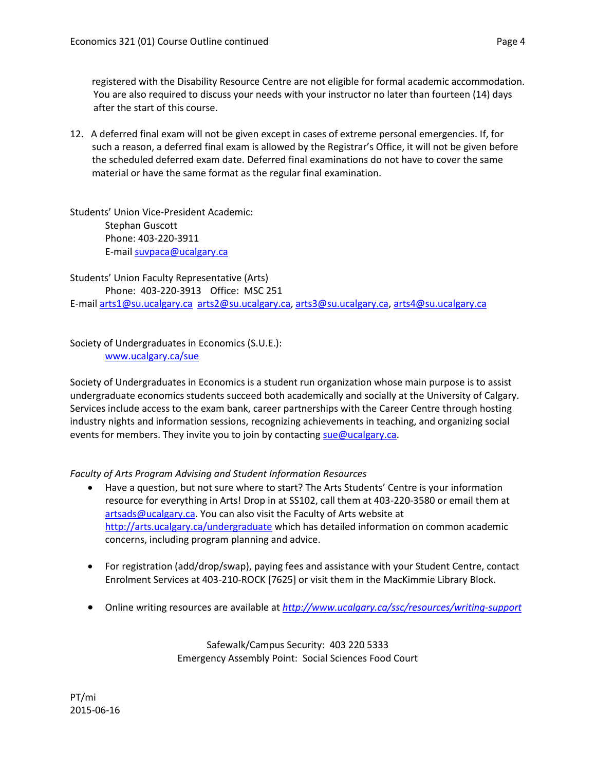registered with the Disability Resource Centre are not eligible for formal academic accommodation. You are also required to discuss your needs with your instructor no later than fourteen (14) days after the start of this course.

12. A deferred final exam will not be given except in cases of extreme personal emergencies. If, for such a reason, a deferred final exam is allowed by the Registrar's Office, it will not be given before the scheduled deferred exam date. Deferred final examinations do not have to cover the same material or have the same format as the regular final examination.

Students' Union Vice-President Academic:
Stephan Guscott
Phone: 403-220-3911
E-mail suvpaca@ucalgary.ca

Students' Union Faculty Representative (Arts)
Phone: 403-220-3913 Office: MSC 251
E-mail arts1@su.ucalgary.ca arts2@su.ucalgary.ca, arts3@su.ucalgary.ca, arts4@su.ucalgary.ca

Society of Undergraduates in Economics (S.U.E.):
www.ucalgary.ca/sue

Society of Undergraduates in Economics is a student run organization whose main purpose is to assist undergraduate economics students succeed both academically and socially at the University of Calgary. Services include access to the exam bank, career partnerships with the Career Centre through hosting industry nights and information sessions, recognizing achievements in teaching, and organizing social events for members. They invite you to join by contacting sue@ucalgary.ca.

*Faculty of Arts Program Advising and Student Information Resources*

- Have a question, but not sure where to start? The Arts Students' Centre is your information resource for everything in Arts! Drop in at SS102, call them at 403-220-3580 or email them at artsads@ucalgary.ca. You can also visit the Faculty of Arts website at http://arts.ucalgary.ca/undergraduate which has detailed information on common academic concerns, including program planning and advice.

- For registration (add/drop/swap), paying fees and assistance with your Student Centre, contact Enrolment Services at 403-210-ROCK [7625] or visit them in the MacKimmie Library Block.

- Online writing resources are available at *http://www.ucalgary.ca/ssc/resources/writing-support*

Safewalk/Campus Security: 403 220 5333
Emergency Assembly Point: Social Sciences Food Court

PT/mi
2015-06-16